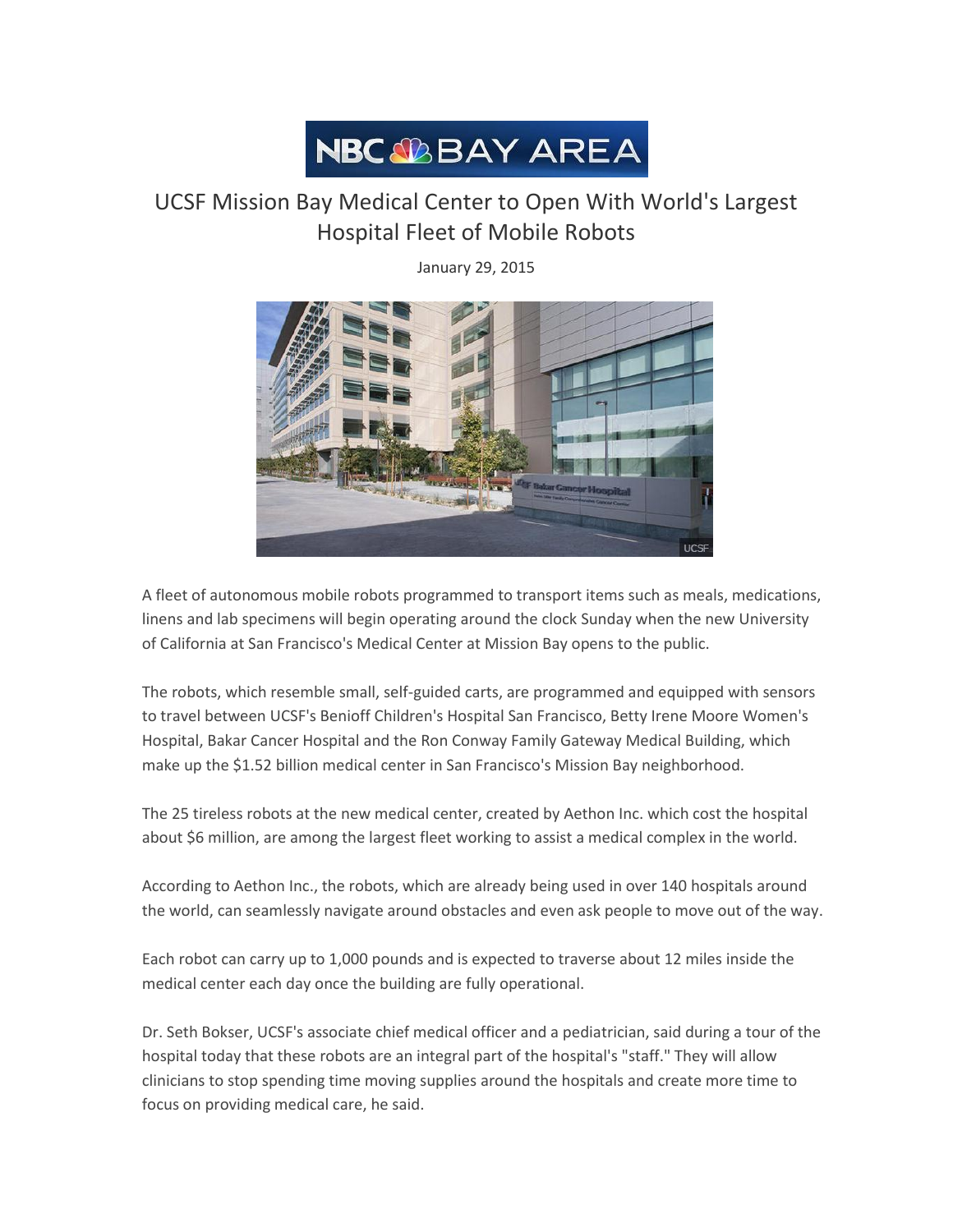NBC BAY AREA

# UCSF Mission Bay Medical Center to Open With World's Largest Hospital Fleet of Mobile Robots

January 29, 2015

A fleet of autonomous mobile robots programmed to transport items such as meals, medications, linens and lab specimens will begin operating around the clock Sunday when the new University of California at San Francisco's Medical Center at Mission Bay opens to the public.

The robots, which resemble small, self-guided carts, are programmed and equipped with sensors to travel between UCSF's Benioff Children's Hospital San Francisco, Betty Irene Moore Women's Hospital, Bakar Cancer Hospital and the Ron Conway Family Gateway Medical Building, which make up the $1.52 billion medical center in San Francisco's Mission Bay neighborhood.

The 25 tireless robots at the new medical center, created by Aethon Inc. which cost the hospital about $6 million, are among the largest fleet working to assist a medical complex in the world.

According to Aethon Inc., the robots, which are already being used in over 140 hospitals around the world, can seamlessly navigate around obstacles and even ask people to move out of the way.

Each robot can carry up to 1,000 pounds and is expected to traverse about 12 miles inside the medical center each day once the building are fully operational.

Dr. Seth Bokser, UCSF's associate chief medical officer and a pediatrician, said during a tour of the hospital today that these robots are an integral part of the hospital's "staff." They will allow clinicians to stop spending time moving supplies around the hospitals and create more time to focus on providing medical care, he said.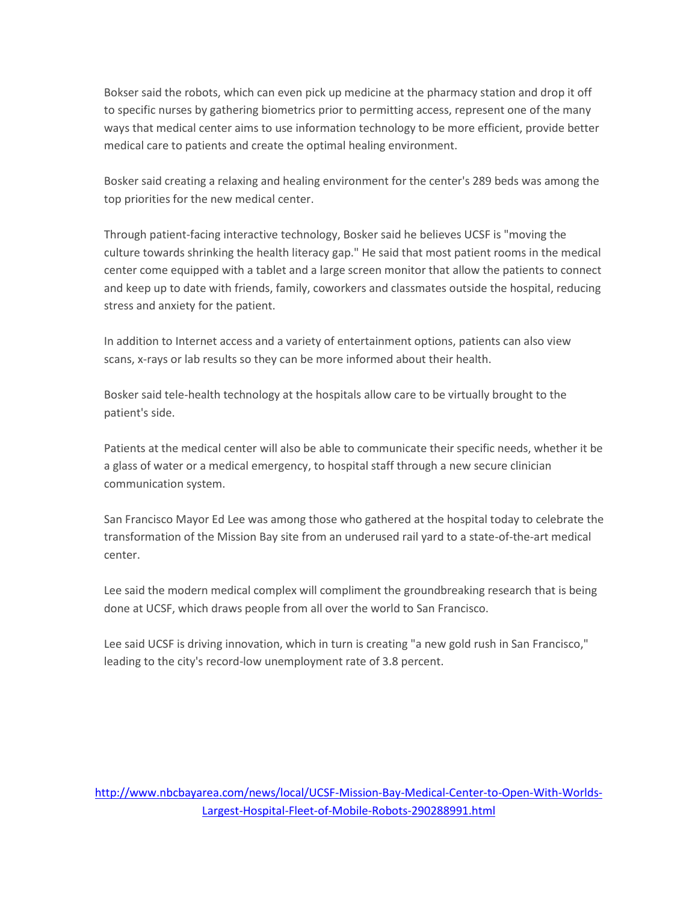Bokser said the robots, which can even pick up medicine at the pharmacy station and drop it off to specific nurses by gathering biometrics prior to permitting access, represent one of the many ways that medical center aims to use information technology to be more efficient, provide better medical care to patients and create the optimal healing environment.

Bosker said creating a relaxing and healing environment for the center's 289 beds was among the top priorities for the new medical center.

Through patient-facing interactive technology, Bosker said he believes UCSF is "moving the culture towards shrinking the health literacy gap." He said that most patient rooms in the medical center come equipped with a tablet and a large screen monitor that allow the patients to connect and keep up to date with friends, family, coworkers and classmates outside the hospital, reducing stress and anxiety for the patient.

In addition to Internet access and a variety of entertainment options, patients can also view scans, x-rays or lab results so they can be more informed about their health.

Bosker said tele-health technology at the hospitals allow care to be virtually brought to the patient's side.

Patients at the medical center will also be able to communicate their specific needs, whether it be a glass of water or a medical emergency, to hospital staff through a new secure clinician communication system.

San Francisco Mayor Ed Lee was among those who gathered at the hospital today to celebrate the transformation of the Mission Bay site from an underused rail yard to a state-of-the-art medical center.

Lee said the modern medical complex will compliment the groundbreaking research that is being done at UCSF, which draws people from all over the world to San Francisco.

Lee said UCSF is driving innovation, which in turn is creating "a new gold rush in San Francisco," leading to the city's record-low unemployment rate of 3.8 percent.

http://www.nbcbayarea.com/news/local/UCSF-Mission-Bay-Medical-Center-to-Open-With-Worlds-Largest-Hospital-Fleet-of-Mobile-Robots-290288991.html